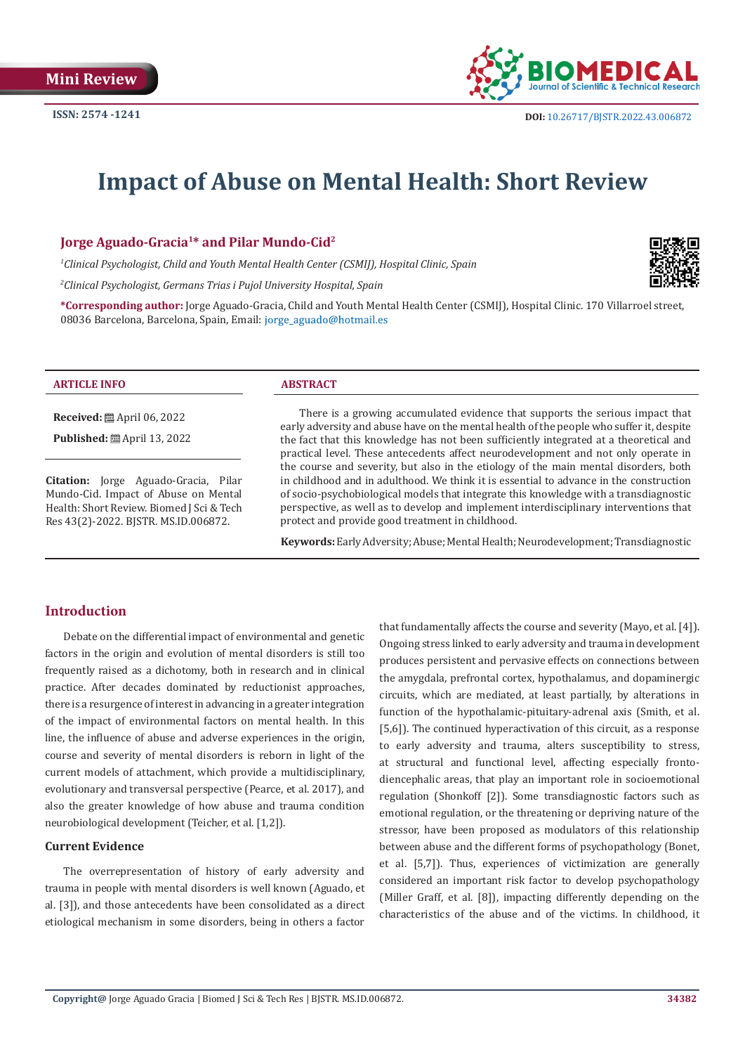Mini Review

ISSN: 2574 -1241

DOI: 10.26717/BJSTR.2022.43.006872

# Impact of Abuse on Mental Health: Short Review

**Jorge Aguado-Gracia[1]* and Pilar Mundo-Cid[2]**

[1]*Clinical Psychologist, Child and Youth Mental Health Center (CSMIJ), Hospital Clinic, Spain*

[2]*Clinical Psychologist, Germans Trias i Pujol University Hospital, Spain*

**\*Corresponding author:** Jorge Aguado-Gracia, Child and Youth Mental Health Center (CSMIJ), Hospital Clinic. 170 Villarroel street, 08036 Barcelona, Barcelona, Spain, Email: jorge_aguado@hotmail.es

**ARTICLE INFO**

**Received:** April 06, 2022

**Published:** April 13, 2022

**Citation:** Jorge Aguado-Gracia, Pilar Mundo-Cid. Impact of Abuse on Mental Health: Short Review. Biomed J Sci & Tech Res 43(2)-2022. BJSTR. MS.ID.006872.

**ABSTRACT**

There is a growing accumulated evidence that supports the serious impact that early adversity and abuse have on the mental health of the people who suffer it, despite the fact that this knowledge has not been sufficiently integrated at a theoretical and practical level. These antecedents affect neurodevelopment and not only operate in the course and severity, but also in the etiology of the main mental disorders, both in childhood and in adulthood. We think it is essential to advance in the construction of socio-psychobiological models that integrate this knowledge with a transdiagnostic perspective, as well as to develop and implement interdisciplinary interventions that protect and provide good treatment in childhood.

**Keywords:** Early Adversity; Abuse; Mental Health; Neurodevelopment; Transdiagnostic

## Introduction

Debate on the differential impact of environmental and genetic factors in the origin and evolution of mental disorders is still too frequently raised as a dichotomy, both in research and in clinical practice. After decades dominated by reductionist approaches, there is a resurgence of interest in advancing in a greater integration of the impact of environmental factors on mental health. In this line, the influence of abuse and adverse experiences in the origin, course and severity of mental disorders is reborn in light of the current models of attachment, which provide a multidisciplinary, evolutionary and transversal perspective (Pearce, et al. 2017), and also the greater knowledge of how abuse and trauma condition neurobiological development (Teicher, et al. [1,2]).

### Current Evidence

The overrepresentation of history of early adversity and trauma in people with mental disorders is well known (Aguado, et al. [3]), and those antecedents have been consolidated as a direct etiological mechanism in some disorders, being in others a factor that fundamentally affects the course and severity (Mayo, et al. [4]). Ongoing stress linked to early adversity and trauma in development produces persistent and pervasive effects on connections between the amygdala, prefrontal cortex, hypothalamus, and dopaminergic circuits, which are mediated, at least partially, by alterations in function of the hypothalamic-pituitary-adrenal axis (Smith, et al. [5,6]). The continued hyperactivation of this circuit, as a response to early adversity and trauma, alters susceptibility to stress, at structural and functional level, affecting especially fronto-diencephalic areas, that play an important role in socioemotional regulation (Shonkoff [2]). Some transdiagnostic factors such as emotional regulation, or the threatening or depriving nature of the stressor, have been proposed as modulators of this relationship between abuse and the different forms of psychopathology (Bonet, et al. [5,7]). Thus, experiences of victimization are generally considered an important risk factor to develop psychopathology (Miller Graff, et al. [8]), impacting differently depending on the characteristics of the abuse and of the victims. In childhood, it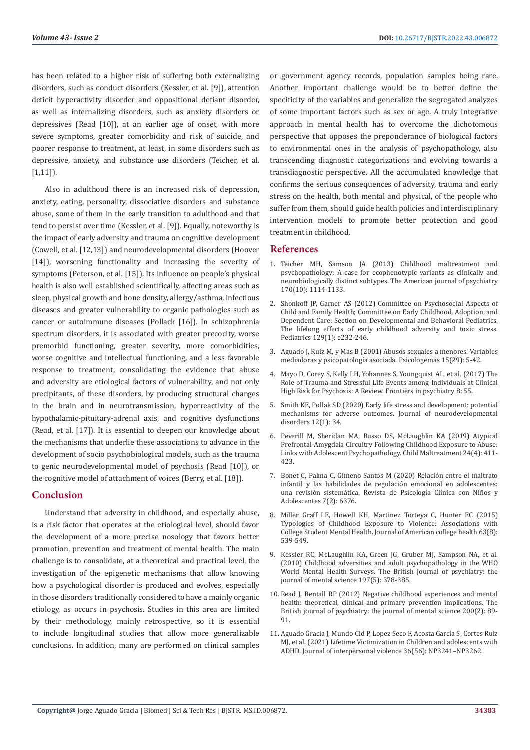has been related to a higher risk of suffering both externalizing disorders, such as conduct disorders (Kessler, et al. [9]), attention deficit hyperactivity disorder and oppositional defiant disorder, as well as internalizing disorders, such as anxiety disorders or depressives (Read [10]), at an earlier age of onset, with more severe symptoms, greater comorbidity and risk of suicide, and poorer response to treatment, at least, in some disorders such as depressive, anxiety, and substance use disorders (Teicher, et al. [1,11]).

Also in adulthood there is an increased risk of depression, anxiety, eating, personality, dissociative disorders and substance abuse, some of them in the early transition to adulthood and that tend to persist over time (Kessler, et al. [9]). Equally, noteworthy is the impact of early adversity and trauma on cognitive development (Cowell, et al. [12,13]) and neurodevelopmental disorders (Hoover [14]), worsening functionality and increasing the severity of symptoms (Peterson, et al. [15]). Its influence on people's physical health is also well established scientifically, affecting areas such as sleep, physical growth and bone density, allergy/asthma, infectious diseases and greater vulnerability to organic pathologies such as cancer or autoimmune diseases (Pollack [16]). In schizophrenia spectrum disorders, it is associated with greater precocity, worse premorbid functioning, greater severity, more comorbidities, worse cognitive and intellectual functioning, and a less favorable response to treatment, consolidating the evidence that abuse and adversity are etiological factors of vulnerability, and not only precipitants, of these disorders, by producing structural changes in the brain and in neurotransmission, hyperreactivity of the hypothalamic-pituitary-adrenal axis, and cognitive dysfunctions (Read, et al. [17]). It is essential to deepen our knowledge about the mechanisms that underlie these associations to advance in the development of socio psychobiological models, such as the trauma to genic neurodevelopmental model of psychosis (Read [10]), or the cognitive model of attachment of voices (Berry, et al. [18]).

## Conclusion

Understand that adversity in childhood, and especially abuse, is a risk factor that operates at the etiological level, should favor the development of a more precise nosology that favors better promotion, prevention and treatment of mental health. The main challenge is to consolidate, at a theoretical and practical level, the investigation of the epigenetic mechanisms that allow knowing how a psychological disorder is produced and evolves, especially in those disorders traditionally considered to have a mainly organic etiology, as occurs in psychosis. Studies in this area are limited by their methodology, mainly retrospective, so it is essential to include longitudinal studies that allow more generalizable conclusions. In addition, many are performed on clinical samples or government agency records, population samples being rare. Another important challenge would be to better define the specificity of the variables and generalize the segregated analyzes of some important factors such as sex or age. A truly integrative approach in mental health has to overcome the dichotomous perspective that opposes the preponderance of biological factors to environmental ones in the analysis of psychopathology, also transcending diagnostic categorizations and evolving towards a transdiagnostic perspective. All the accumulated knowledge that confirms the serious consequences of adversity, trauma and early stress on the health, both mental and physical, of the people who suffer from them, should guide health policies and interdisciplinary intervention models to promote better protection and good treatment in childhood.

## References

1. Teicher MH, Samson JA (2013) Childhood maltreatment and psychopathology: A case for ecophenotypic variants as clinically and neurobiologically distinct subtypes. The American journal of psychiatry 170(10): 1114-1133.
2. Shonkoff JP, Garner AS (2012) Committee on Psychosocial Aspects of Child and Family Health; Committee on Early Childhood, Adoption, and Dependent Care; Section on Developmental and Behavioral Pediatrics. The lifelong effects of early childhood adversity and toxic stress. Pediatrics 129(1): e232-246.
3. Aguado J, Ruiz M, y Mas B (2001) Abusos sexuales a menores. Variables mediadoras y psicopatología asociada. Psicologemas 15(29): 5-42.
4. Mayo D, Corey S, Kelly LH, Yohannes S, Youngquist AL, et al. (2017) The Role of Trauma and Stressful Life Events among Individuals at Clinical High Risk for Psychosis: A Review. Frontiers in psychiatry 8: 55.
5. Smith KE, Pollak SD (2020) Early life stress and development: potential mechanisms for adverse outcomes. Journal of neurodevelopmental disorders 12(1): 34.
6. Peverill M, Sheridan MA, Busso DS, McLaughlin KA (2019) Atypical Prefrontal-Amygdala Circuitry Following Childhood Exposure to Abuse: Links with Adolescent Psychopathology. Child Maltreatment 24(4): 411-423.
7. Bonet C, Palma C, Gimeno Santos M (2020) Relación entre el maltrato infantil y las habilidades de regulación emocional en adolescentes: una revisión sistemática. Revista de Psicología Clínica con Niños y Adolescentes 7(2): 6376.
8. Miller Graff LE, Howell KH, Martinez Torteya C, Hunter EC (2015) Typologies of Childhood Exposure to Violence: Associations with College Student Mental Health. Journal of American college health 63(8): 539-549.
9. Kessler RC, McLaughlin KA, Green JG, Gruber MJ, Sampson NA, et al. (2010) Childhood adversities and adult psychopathology in the WHO World Mental Health Surveys. The British journal of psychiatry: the journal of mental science 197(5): 378-385.
10. Read J, Bentall RP (2012) Negative childhood experiences and mental health: theoretical, clinical and primary prevention implications. The British journal of psychiatry: the journal of mental science 200(2): 89-91.
11. Aguado Gracia J, Mundo Cid P, Lopez Seco F, Acosta García S, Cortes Ruiz MJ, et al. (2021) Lifetime Victimization in Children and adolescents with ADHD. Journal of interpersonal violence 36(56): NP3241–NP3262.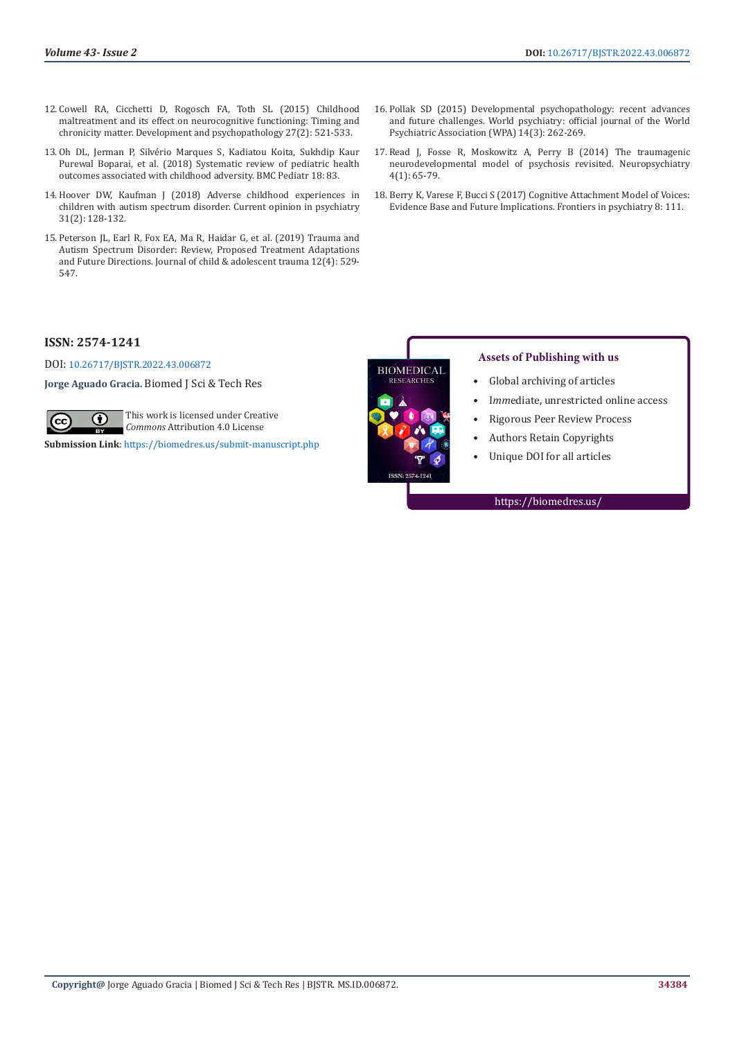12. Cowell RA, Cicchetti D, Rogosch FA, Toth SL (2015) Childhood maltreatment and its effect on neurocognitive functioning: Timing and chronicity matter. Development and psychopathology 27(2): 521-533.
13. Oh DL, Jerman P, Silvério Marques S, Kadiatou Koita, Sukhdip Kaur Purewal Boparai, et al. (2018) Systematic review of pediatric health outcomes associated with childhood adversity. BMC Pediatr 18: 83.
14. Hoover DW, Kaufman J (2018) Adverse childhood experiences in children with autism spectrum disorder. Current opinion in psychiatry 31(2): 128-132.
15. Peterson JL, Earl R, Fox EA, Ma R, Haidar G, et al. (2019) Trauma and Autism Spectrum Disorder: Review, Proposed Treatment Adaptations and Future Directions. Journal of child & adolescent trauma 12(4): 529-547.
16. Pollak SD (2015) Developmental psychopathology: recent advances and future challenges. World psychiatry: official journal of the World Psychiatric Association (WPA) 14(3): 262-269.
17. Read J, Fosse R, Moskowitz A, Perry B (2014) The traumagenic neurodevelopmental model of psychosis revisited. Neuropsychiatry 4(1): 65-79.
18. Berry K, Varese F, Bucci S (2017) Cognitive Attachment Model of Voices: Evidence Base and Future Implications. Frontiers in psychiatry 8: 111.

**ISSN: 2574-1241**

DOI: 10.26717/BJSTR.2022.43.006872

**Jorge Aguado Gracia.** Biomed J Sci & Tech Res

This work is licensed under Creative *Commons* Attribution 4.0 License

**Submission Link**: https://biomedres.us/submit-manuscript.php

### Assets of Publishing with us

- Global archiving of articles
- Immediate, unrestricted online access
- Rigorous Peer Review Process
- Authors Retain Copyrights
- Unique DOI for all articles

https://biomedres.us/